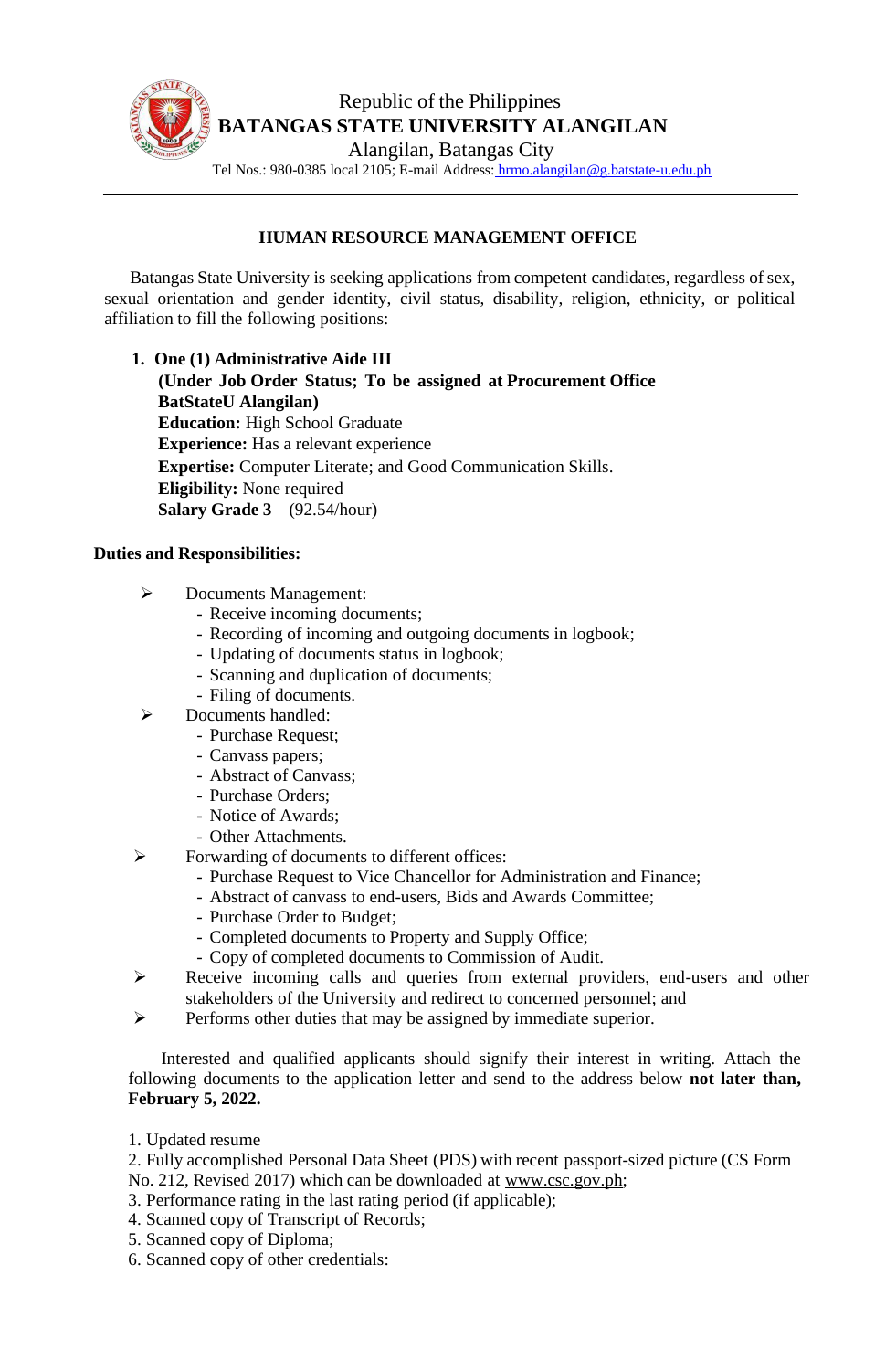Republic of the Philippines
**BATANGAS STATE UNIVERSITY ALANGILAN**
Alangilan, Batangas City
Tel Nos.: 980-0385 local 2105; E-mail Address: hrmo.alangilan@g.batstate-u.edu.ph

---

## HUMAN RESOURCE MANAGEMENT OFFICE

Batangas State University is seeking applications from competent candidates, regardless of sex, sexual orientation and gender identity, civil status, disability, religion, ethnicity, or political affiliation to fill the following positions:

1. **One (1) Administrative Aide III**
   **(Under Job Order Status; To be assigned at Procurement Office BatStateU Alangilan)**
   **Education:** High School Graduate
   **Experience:** Has a relevant experience
   **Expertise:** Computer Literate; and Good Communication Skills.
   **Eligibility:** None required
   **Salary Grade 3** – (92.54/hour)

**Duties and Responsibilities:**

- Documents Management:
  - Receive incoming documents;
  - Recording of incoming and outgoing documents in logbook;
  - Updating of documents status in logbook;
  - Scanning and duplication of documents;
  - Filing of documents.
- Documents handled:
  - Purchase Request;
  - Canvass papers;
  - Abstract of Canvass;
  - Purchase Orders;
  - Notice of Awards;
  - Other Attachments.
- Forwarding of documents to different offices:
  - Purchase Request to Vice Chancellor for Administration and Finance;
  - Abstract of canvass to end-users, Bids and Awards Committee;
  - Purchase Order to Budget;
  - Completed documents to Property and Supply Office;
  - Copy of completed documents to Commission of Audit.
- Receive incoming calls and queries from external providers, end-users and other stakeholders of the University and redirect to concerned personnel; and
- Performs other duties that may be assigned by immediate superior.

Interested and qualified applicants should signify their interest in writing. Attach the following documents to the application letter and send to the address below **not later than, February 5, 2022.**

1. Updated resume
2. Fully accomplished Personal Data Sheet (PDS) with recent passport-sized picture (CS Form No. 212, Revised 2017) which can be downloaded at www.csc.gov.ph;
3. Performance rating in the last rating period (if applicable);
4. Scanned copy of Transcript of Records;
5. Scanned copy of Diploma;
6. Scanned copy of other credentials: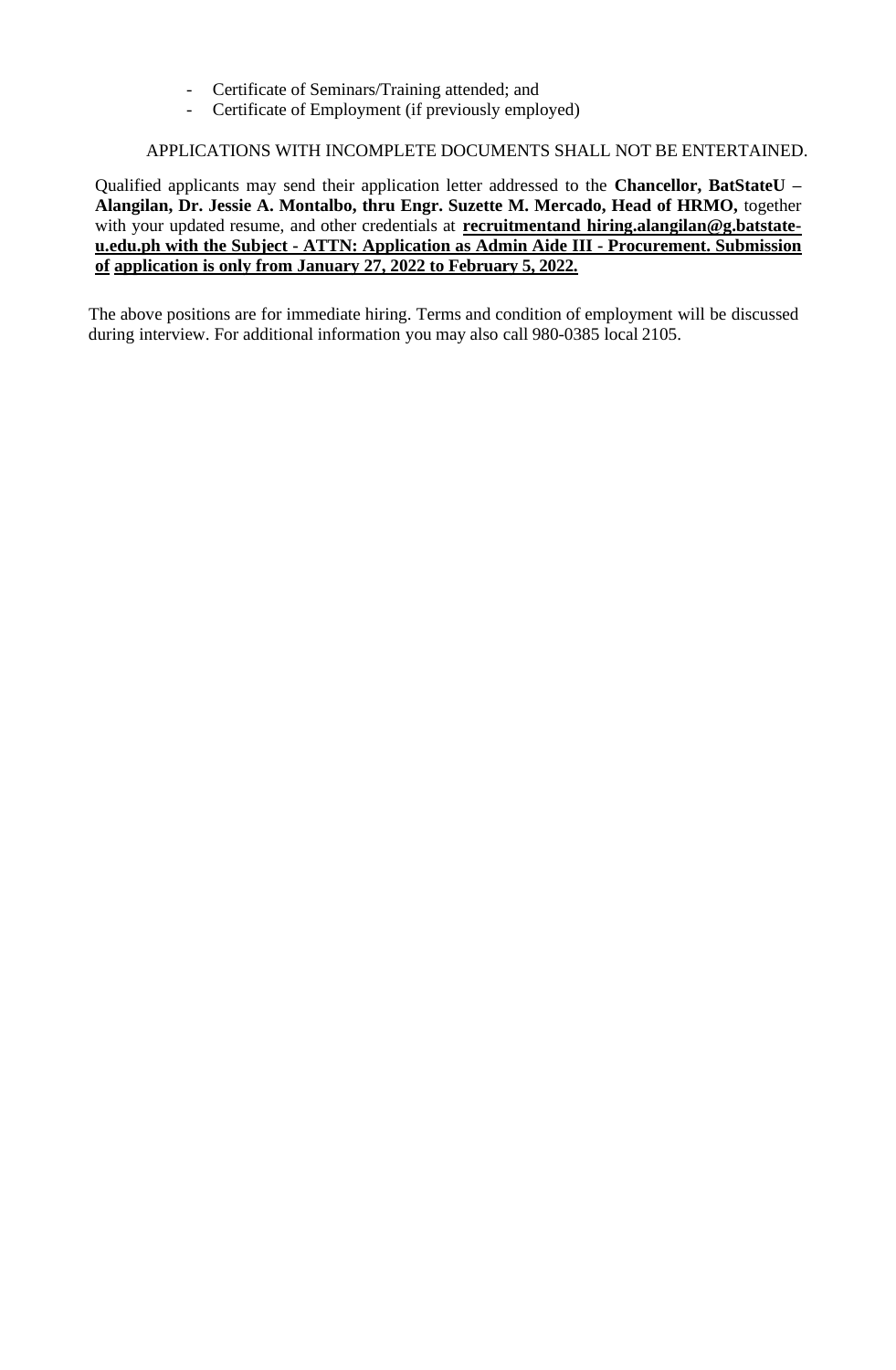- Certificate of Seminars/Training attended; and
- Certificate of Employment (if previously employed)

APPLICATIONS WITH INCOMPLETE DOCUMENTS SHALL NOT BE ENTERTAINED.

Qualified applicants may send their application letter addressed to the **Chancellor, BatStateU – Alangilan, Dr. Jessie A. Montalbo, thru Engr. Suzette M. Mercado, Head of HRMO,** together with your updated resume, and other credentials at **recruitmentand hiring.alangilan@g.batstate-u.edu.ph with the Subject - ATTN: Application as Admin Aide III - Procurement. Submission of application is only from January 27, 2022 to February 5, 2022.**

The above positions are for immediate hiring. Terms and condition of employment will be discussed during interview. For additional information you may also call 980-0385 local 2105.